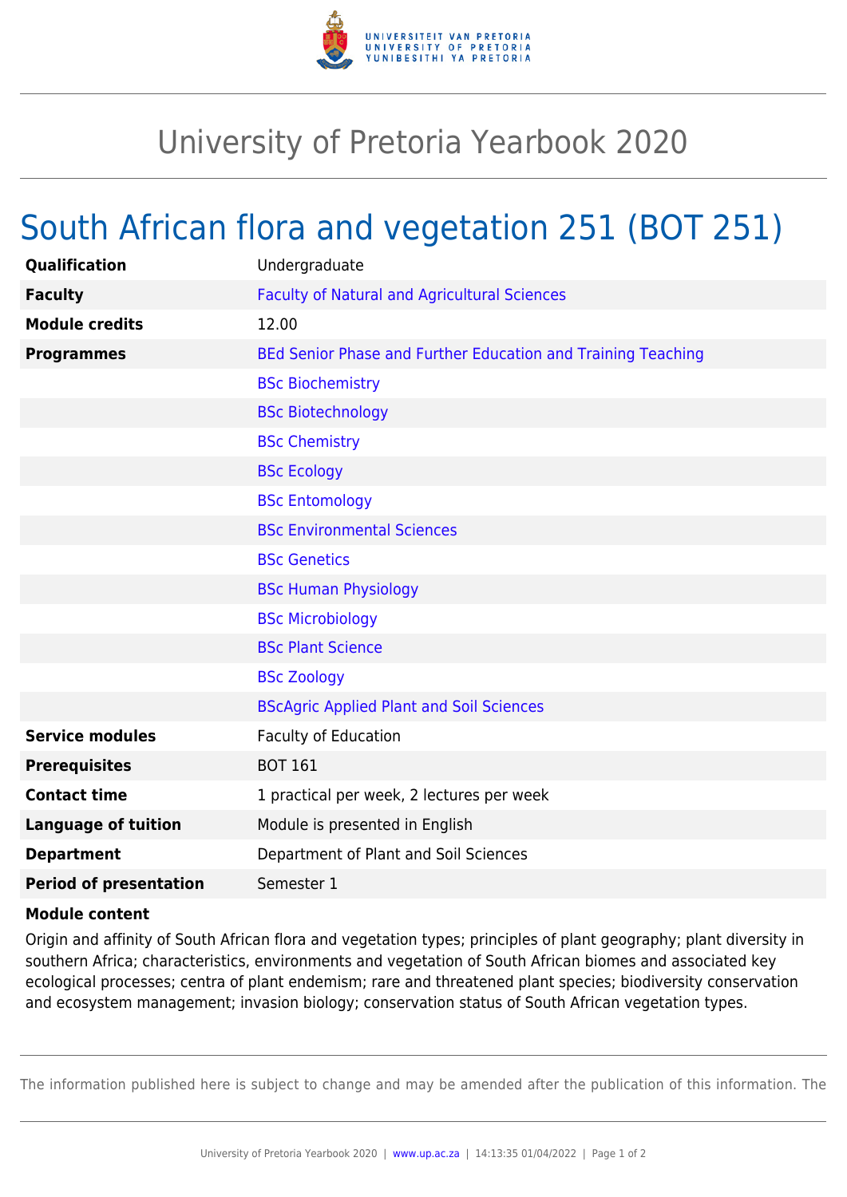# University of Pretoria Yearbook 2020

## South African flora and vegetation 251 (BOT 251)

| | |
|---|---|
| **Qualification** | Undergraduate |
| **Faculty** | Faculty of Natural and Agricultural Sciences |
| **Module credits** | 12.00 |
| **Programmes** | BEd Senior Phase and Further Education and Training Teaching |
| | BSc Biochemistry |
| | BSc Biotechnology |
| | BSc Chemistry |
| | BSc Ecology |
| | BSc Entomology |
| | BSc Environmental Sciences |
| | BSc Genetics |
| | BSc Human Physiology |
| | BSc Microbiology |
| | BSc Plant Science |
| | BSc Zoology |
| | BScAgric Applied Plant and Soil Sciences |
| **Service modules** | Faculty of Education |
| **Prerequisites** | BOT 161 |
| **Contact time** | 1 practical per week, 2 lectures per week |
| **Language of tuition** | Module is presented in English |
| **Department** | Department of Plant and Soil Sciences |
| **Period of presentation** | Semester 1 |

**Module content**

Origin and affinity of South African flora and vegetation types; principles of plant geography; plant diversity in southern Africa; characteristics, environments and vegetation of South African biomes and associated key ecological processes; centra of plant endemism; rare and threatened plant species; biodiversity conservation and ecosystem management; invasion biology; conservation status of South African vegetation types.

The information published here is subject to change and may be amended after the publication of this information. The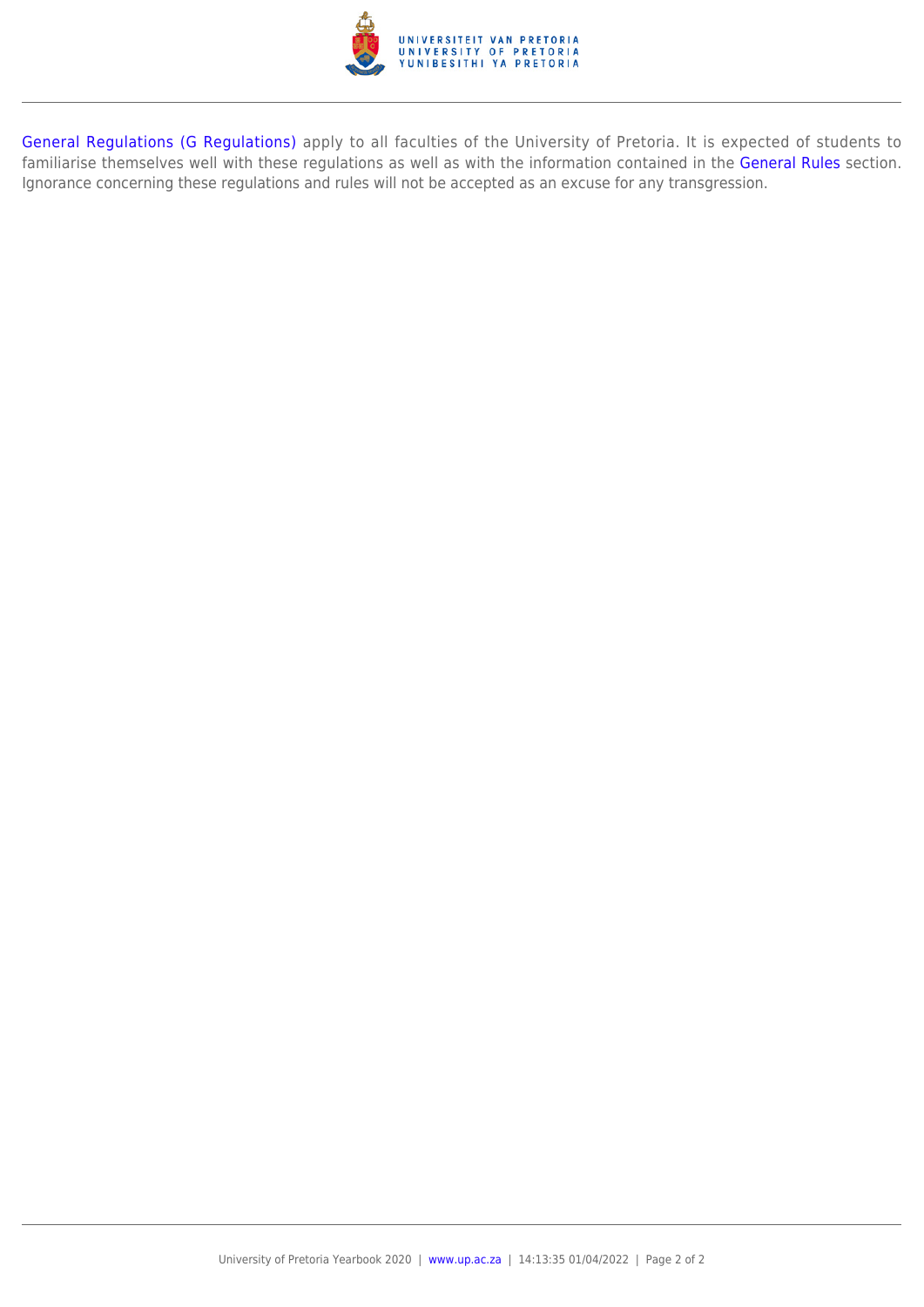General Regulations (G Regulations) apply to all faculties of the University of Pretoria. It is expected of students to familiarise themselves well with these regulations as well as with the information contained in the General Rules section. Ignorance concerning these regulations and rules will not be accepted as an excuse for any transgression.